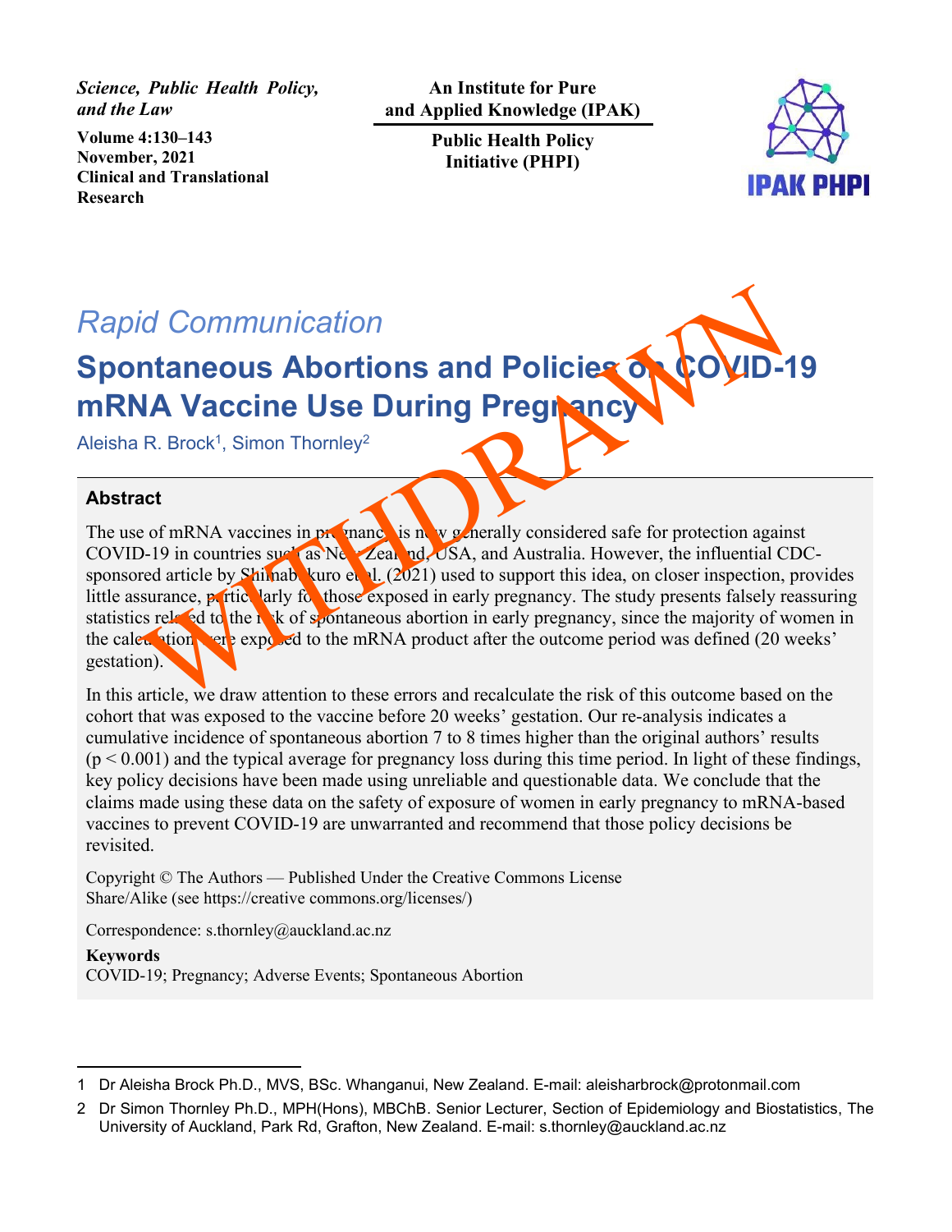*Science, Public Health Policy, and the Law*

**Volume 4:130–143**
**November, 2021**
**Clinical and Translational Research**

**An Institute for Pure and Applied Knowledge (IPAK)**

**Public Health Policy Initiative (PHPI)**

IPAK PHPI

WITHDRAWN

*Rapid Communication*

# Spontaneous Abortions and Policies on COVID-19 mRNA Vaccine Use During Pregnancy

Aleisha R. Brock[1], Simon Thornley[2]

## Abstract

The use of mRNA vaccines in pregnancy is now generally considered safe for protection against COVID-19 in countries such as New Zealand, USA, and Australia. However, the influential CDC-sponsored article by Shimabukuro et al. (2021) used to support this idea, on closer inspection, provides little assurance, particularly for those exposed in early pregnancy. The study presents falsely reassuring statistics related to the risk of spontaneous abortion in early pregnancy, since the majority of women in the calculation were exposed to the mRNA product after the outcome period was defined (20 weeks' gestation).

In this article, we draw attention to these errors and recalculate the risk of this outcome based on the cohort that was exposed to the vaccine before 20 weeks' gestation. Our re-analysis indicates a cumulative incidence of spontaneous abortion 7 to 8 times higher than the original authors' results ($p < 0.001$) and the typical average for pregnancy loss during this time period. In light of these findings, key policy decisions have been made using unreliable and questionable data. We conclude that the claims made using these data on the safety of exposure of women in early pregnancy to mRNA-based vaccines to prevent COVID-19 are unwarranted and recommend that those policy decisions be revisited.

Copyright © The Authors — Published Under the Creative Commons License Share/Alike (see https://creative commons.org/licenses/)

Correspondence: s.thornley@auckland.ac.nz

**Keywords**
COVID-19; Pregnancy; Adverse Events; Spontaneous Abortion

---

1 Dr Aleisha Brock Ph.D., MVS, BSc. Whanganui, New Zealand. E-mail: aleisharbrock@protonmail.com

2 Dr Simon Thornley Ph.D., MPH(Hons), MBChB. Senior Lecturer, Section of Epidemiology and Biostatistics, The University of Auckland, Park Rd, Grafton, New Zealand. E-mail: s.thornley@auckland.ac.nz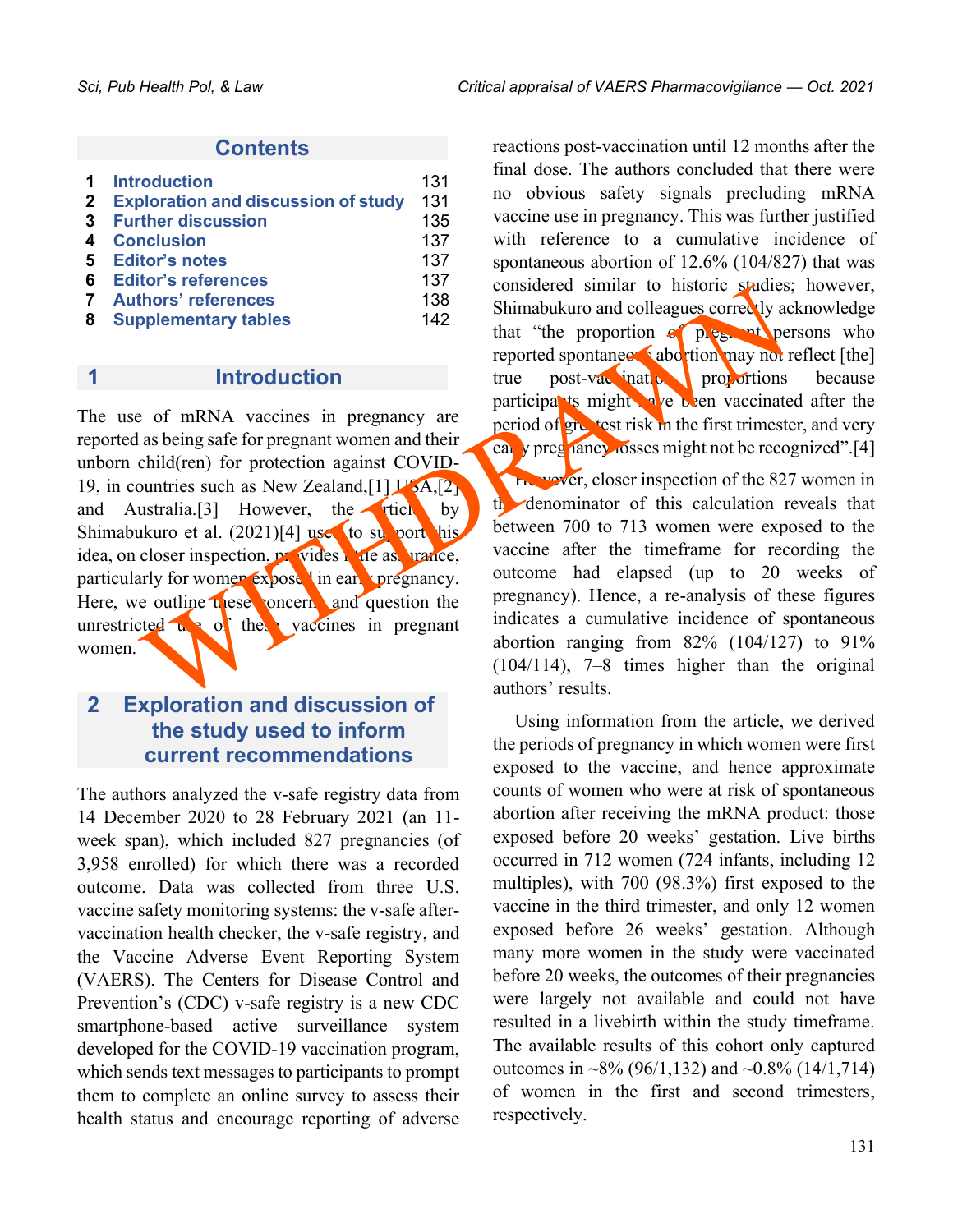## Contents

| | | |
|---|---|---|
| 1 | Introduction | 131 |
| 2 | Exploration and discussion of study | 131 |
| 3 | Further discussion | 135 |
| 4 | Conclusion | 137 |
| 5 | Editor's notes | 137 |
| 6 | Editor's references | 137 |
| 7 | Authors' references | 138 |
| 8 | Supplementary tables | 142 |

WITHDRAWN

# 1 Introduction

The use of mRNA vaccines in pregnancy are reported as being safe for pregnant women and their unborn child(ren) for protection against COVID-19, in countries such as New Zealand,[1] USA,[2] and Australia.[3] However, the article by Shimabukuro et al. (2021)[4] used to support this idea, on closer inspection, provides little assurance, particularly for women exposed in early pregnancy. Here, we outline these concerns and question the unrestricted use of these vaccines in pregnant women.

# 2 Exploration and discussion of the study used to inform current recommendations

The authors analyzed the v-safe registry data from 14 December 2020 to 28 February 2021 (an 11-week span), which included 827 pregnancies (of 3,958 enrolled) for which there was a recorded outcome. Data was collected from three U.S. vaccine safety monitoring systems: the v-safe after-vaccination health checker, the v-safe registry, and the Vaccine Adverse Event Reporting System (VAERS). The Centers for Disease Control and Prevention's (CDC) v-safe registry is a new CDC smartphone-based active surveillance system developed for the COVID-19 vaccination program, which sends text messages to participants to prompt them to complete an online survey to assess their health status and encourage reporting of adverse reactions post-vaccination until 12 months after the final dose. The authors concluded that there were no obvious safety signals precluding mRNA vaccine use in pregnancy. This was further justified with reference to a cumulative incidence of spontaneous abortion of 12.6% (104/827) that was considered similar to historic studies; however, Shimabukuro and colleagues correctly acknowledge that "the proportion of pregnant persons who reported spontaneous abortion may not reflect [the] true post-vaccination proportions because participants might have been vaccinated after the period of greatest risk in the first trimester, and very early pregnancy losses might not be recognized".[4]

However, closer inspection of the 827 women in the denominator of this calculation reveals that between 700 to 713 women were exposed to the vaccine after the timeframe for recording the outcome had elapsed (up to 20 weeks of pregnancy). Hence, a re-analysis of these figures indicates a cumulative incidence of spontaneous abortion ranging from 82% (104/127) to 91% (104/114), 7–8 times higher than the original authors' results.

Using information from the article, we derived the periods of pregnancy in which women were first exposed to the vaccine, and hence approximate counts of women who were at risk of spontaneous abortion after receiving the mRNA product: those exposed before 20 weeks' gestation. Live births occurred in 712 women (724 infants, including 12 multiples), with 700 (98.3%) first exposed to the vaccine in the third trimester, and only 12 women exposed before 26 weeks' gestation. Although many more women in the study were vaccinated before 20 weeks, the outcomes of their pregnancies were largely not available and could not have resulted in a livebirth within the study timeframe. The available results of this cohort only captured outcomes in ~8% (96/1,132) and ~0.8% (14/1,714) of women in the first and second trimesters, respectively.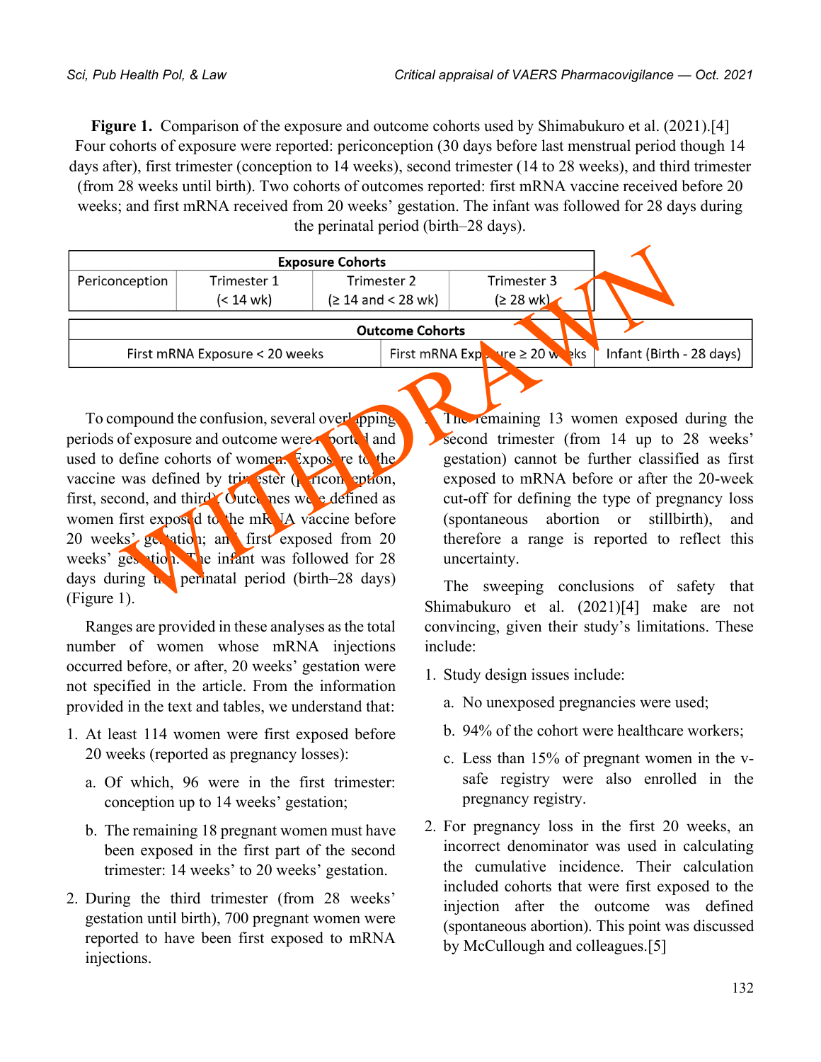**Figure 1.** Comparison of the exposure and outcome cohorts used by Shimabukuro et al. (2021).[4] Four cohorts of exposure were reported: periconception (30 days before last menstrual period though 14 days after), first trimester (conception to 14 weeks), second trimester (14 to 28 weeks), and third trimester (from 28 weeks until birth). Two cohorts of outcomes reported: first mRNA vaccine received before 20 weeks; and first mRNA received from 20 weeks' gestation. The infant was followed for 28 days during the perinatal period (birth–28 days).

| Exposure Cohorts | | | |
|---|---|---|---|
| Periconception | Trimester 1 (< 14 wk) | Trimester 2 (≥ 14 and < 28 wk) | Trimester 3 (≥ 28 wk) |

| Outcome Cohorts | | |
|---|---|---|
| First mRNA Exposure < 20 weeks | First mRNA Exposure ≥ 20 weeks | Infant (Birth - 28 days) |

WITHDRAWN

To compound the confusion, several overlapping periods of exposure and outcome were reported and used to define cohorts of women. Exposure to the vaccine was defined by trimester (periconception, first, second, and third). Outcomes were defined as women first exposed to the mRNA vaccine before 20 weeks' gestation; and first exposed from 20 weeks' gestation. The infant was followed for 28 days during the perinatal period (birth–28 days) (Figure 1).

Ranges are provided in these analyses as the total number of women whose mRNA injections occurred before, or after, 20 weeks' gestation were not specified in the article. From the information provided in the text and tables, we understand that:

1. At least 114 women were first exposed before 20 weeks (reported as pregnancy losses):
   a. Of which, 96 were in the first trimester: conception up to 14 weeks' gestation;
   b. The remaining 18 pregnant women must have been exposed in the first part of the second trimester: 14 weeks' to 20 weeks' gestation.
2. During the third trimester (from 28 weeks' gestation until birth), 700 pregnant women were reported to have been first exposed to mRNA injections.
3. The remaining 13 women exposed during the second trimester (from 14 up to 28 weeks' gestation) cannot be further classified as first exposed to mRNA before or after the 20-week cut-off for defining the type of pregnancy loss (spontaneous abortion or stillbirth), and therefore a range is reported to reflect this uncertainty.

The sweeping conclusions of safety that Shimabukuro et al. (2021)[4] make are not convincing, given their study's limitations. These include:

1. Study design issues include:
   a. No unexposed pregnancies were used;
   b. 94% of the cohort were healthcare workers;
   c. Less than 15% of pregnant women in the v-safe registry were also enrolled in the pregnancy registry.
2. For pregnancy loss in the first 20 weeks, an incorrect denominator was used in calculating the cumulative incidence. Their calculation included cohorts that were first exposed to the injection after the outcome was defined (spontaneous abortion). This point was discussed by McCullough and colleagues.[5]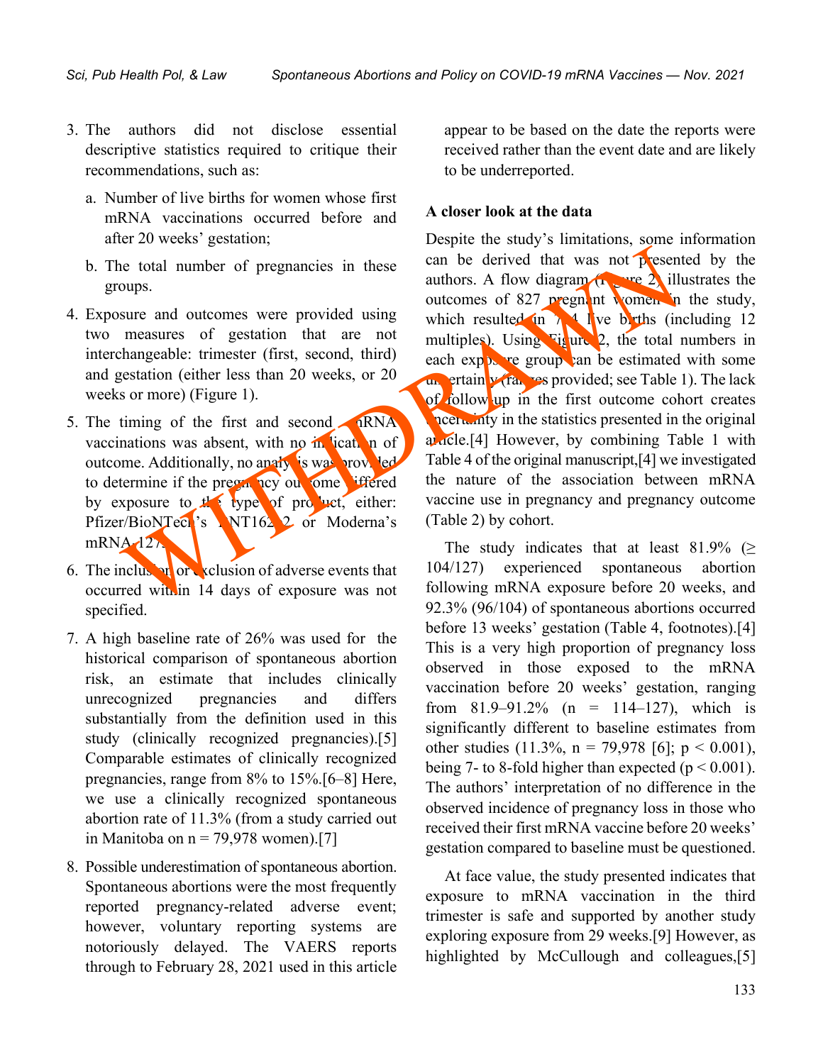3. The authors did not disclose essential descriptive statistics required to critique their recommendations, such as:
   a. Number of live births for women whose first mRNA vaccinations occurred before and after 20 weeks' gestation;
   b. The total number of pregnancies in these groups.
4. Exposure and outcomes were provided using two measures of gestation that are not interchangeable: trimester (first, second, third) and gestation (either less than 20 weeks, or 20 weeks or more) (Figure 1).
5. The timing of the first and second mRNA vaccinations was absent, with no indication of outcome. Additionally, no analysis was provided to determine if the pregnancy outcome differed by exposure to the type of product, either: Pfizer/BioNTech's BNT162b2 or Moderna's mRNA-1273.
6. The inclusion or exclusion of adverse events that occurred within 14 days of exposure was not specified.
7. A high baseline rate of 26% was used for the historical comparison of spontaneous abortion risk, an estimate that includes clinically unrecognized pregnancies and differs substantially from the definition used in this study (clinically recognized pregnancies).[5] Comparable estimates of clinically recognized pregnancies, range from 8% to 15%.[6–8] Here, we use a clinically recognized spontaneous abortion rate of 11.3% (from a study carried out in Manitoba on n = 79,978 women).[7]
8. Possible underestimation of spontaneous abortion. Spontaneous abortions were the most frequently reported pregnancy-related adverse event; however, voluntary reporting systems are notoriously delayed. The VAERS reports through to February 28, 2021 used in this article appear to be based on the date the reports were received rather than the event date and are likely to be underreported.

**A closer look at the data**

Despite the study's limitations, some information can be derived that was not presented by the authors. A flow diagram (Figure 2) illustrates the outcomes of 827 pregnant women in the study, which resulted in 724 live births (including 12 multiples). Using Figure 2, the total numbers in each exposure group can be estimated with some uncertainty (ranges provided; see Table 1). The lack of follow-up in the first outcome cohort creates uncertainty in the statistics presented in the original article.[4] However, by combining Table 1 with Table 4 of the original manuscript,[4] we investigated the nature of the association between mRNA vaccine use in pregnancy and pregnancy outcome (Table 2) by cohort.

The study indicates that at least 81.9% (≥ 104/127) experienced spontaneous abortion following mRNA exposure before 20 weeks, and 92.3% (96/104) of spontaneous abortions occurred before 13 weeks' gestation (Table 4, footnotes).[4] This is a very high proportion of pregnancy loss observed in those exposed to the mRNA vaccination before 20 weeks' gestation, ranging from 81.9–91.2% (n = 114–127), which is significantly different to baseline estimates from other studies (11.3%, n = 79,978 [6]; $p < 0.001$), being 7- to 8-fold higher than expected ($p < 0.001$). The authors' interpretation of no difference in the observed incidence of pregnancy loss in those who received their first mRNA vaccine before 20 weeks' gestation compared to baseline must be questioned.

At face value, the study presented indicates that exposure to mRNA vaccination in the third trimester is safe and supported by another study exploring exposure from 29 weeks.[9] However, as highlighted by McCullough and colleagues,[5]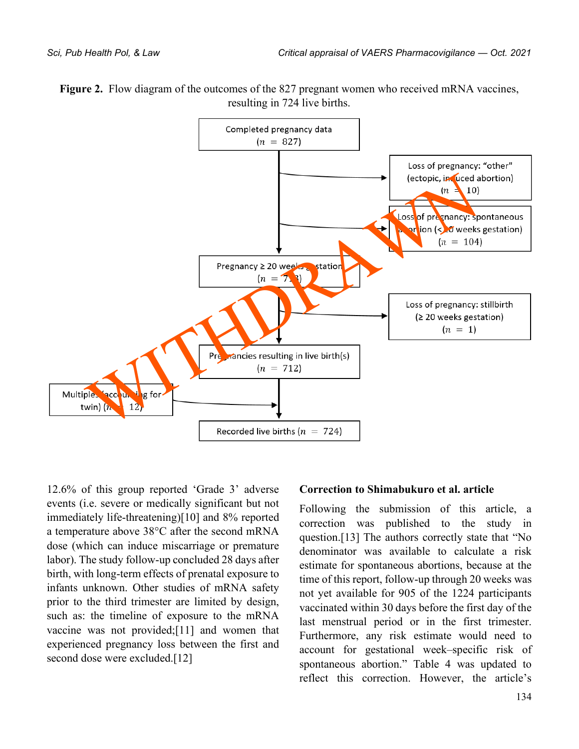**Figure 2.** Flow diagram of the outcomes of the 827 pregnant women who received mRNA vaccines, resulting in 724 live births.

Completed pregnancy data ($n = 827$)

Loss of pregnancy: "other" (ectopic, induced abortion) ($n = 10$)

Loss of pregnancy: spontaneous abortion (< 20 weeks gestation) ($n = 104$)

Pregnancy ≥ 20 weeks gestation ($n = 713$)

Loss of pregnancy: stillbirth (≥ 20 weeks gestation) ($n = 1$)

Pregnancies resulting in live birth(s) ($n = 712$)

Multiples (accounting for twin) ($n = 12$)

Recorded live births ($n = 724$)

WITHDRAWN

12.6% of this group reported 'Grade 3' adverse events (i.e. severe or medically significant but not immediately life-threatening)[10] and 8% reported a temperature above 38°C after the second mRNA dose (which can induce miscarriage or premature labor). The study follow-up concluded 28 days after birth, with long-term effects of prenatal exposure to infants unknown. Other studies of mRNA safety prior to the third trimester are limited by design, such as: the timeline of exposure to the mRNA vaccine was not provided;[11] and women that experienced pregnancy loss between the first and second dose were excluded.[12]

**Correction to Shimabukuro et al. article**

Following the submission of this article, a correction was published to the study in question.[13] The authors correctly state that "No denominator was available to calculate a risk estimate for spontaneous abortions, because at the time of this report, follow-up through 20 weeks was not yet available for 905 of the 1224 participants vaccinated within 30 days before the first day of the last menstrual period or in the first trimester. Furthermore, any risk estimate would need to account for gestational week–specific risk of spontaneous abortion." Table 4 was updated to reflect this correction. However, the article's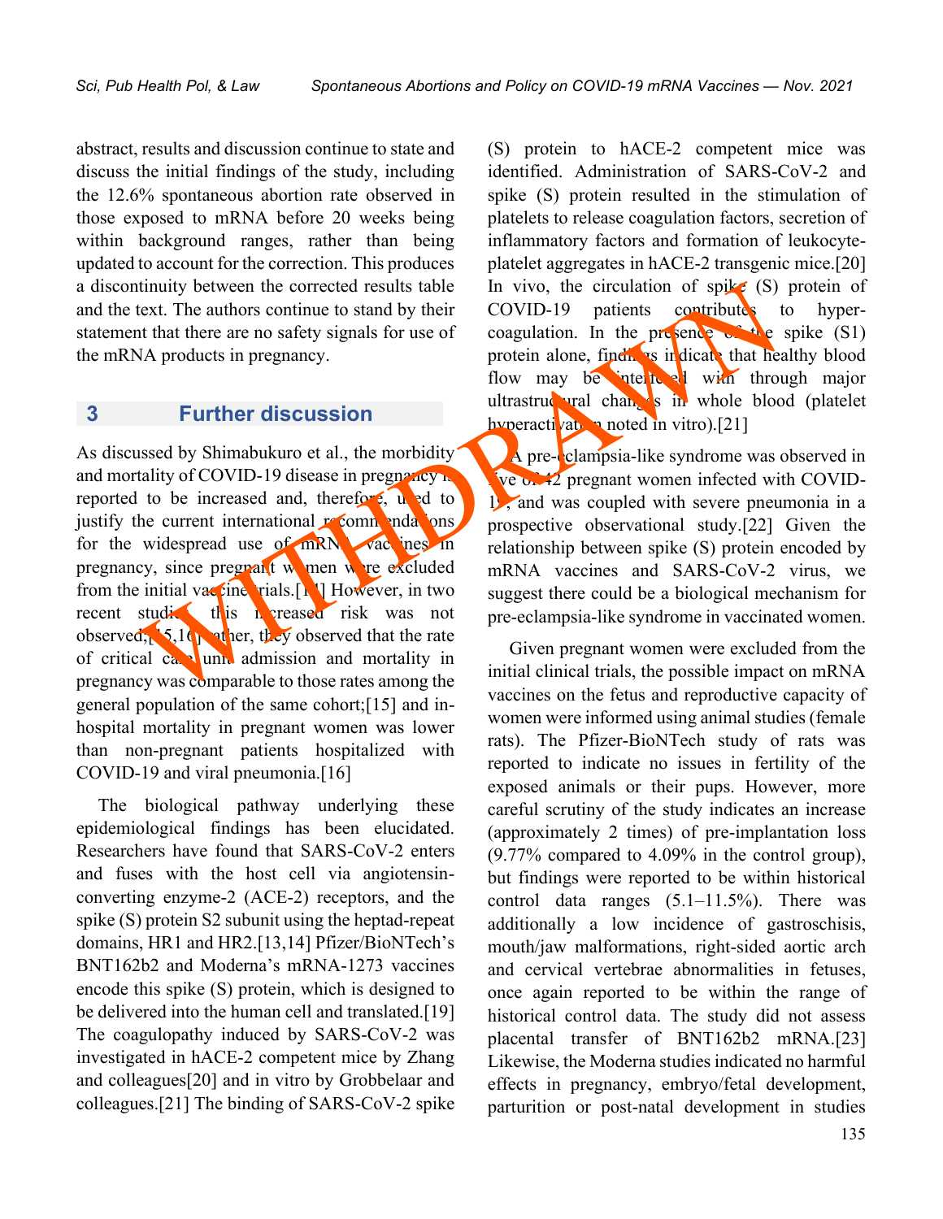abstract, results and discussion continue to state and discuss the initial findings of the study, including the 12.6% spontaneous abortion rate observed in those exposed to mRNA before 20 weeks being within background ranges, rather than being updated to account for the correction. This produces a discontinuity between the corrected results table and the text. The authors continue to stand by their statement that there are no safety signals for use of the mRNA products in pregnancy.

## 3 Further discussion

As discussed by Shimabukuro et al., the morbidity and mortality of COVID-19 disease in pregnancy is reported to be increased and, therefore, used to justify the current international recommendations for the widespread use of mRNA vaccines in pregnancy, since pregnant women were excluded from the initial vaccine trials.[11] However, in two recent studies this increased risk was not observed;[15,16] rather, they observed that the rate of critical care unit admission and mortality in pregnancy was comparable to those rates among the general population of the same cohort;[15] and in-hospital mortality in pregnant women was lower than non-pregnant patients hospitalized with COVID-19 and viral pneumonia.[16]

The biological pathway underlying these epidemiological findings has been elucidated. Researchers have found that SARS-CoV-2 enters and fuses with the host cell via angiotensin-converting enzyme-2 (ACE-2) receptors, and the spike (S) protein S2 subunit using the heptad-repeat domains, HR1 and HR2.[13,14] Pfizer/BioNTech's BNT162b2 and Moderna's mRNA-1273 vaccines encode this spike (S) protein, which is designed to be delivered into the human cell and translated.[19] The coagulopathy induced by SARS-CoV-2 was investigated in hACE-2 competent mice by Zhang and colleagues[20] and in vitro by Grobbelaar and colleagues.[21] The binding of SARS-CoV-2 spike (S) protein to hACE-2 competent mice was identified. Administration of SARS-CoV-2 and spike (S) protein resulted in the stimulation of platelets to release coagulation factors, secretion of inflammatory factors and formation of leukocyte-platelet aggregates in hACE-2 transgenic mice.[20] In vivo, the circulation of spike (S) protein of COVID-19 patients contributes to hyper-coagulation. In the presence of the spike (S1) protein alone, findings indicate that healthy blood flow may be interfered with through major ultrastructural changes in whole blood (platelet hyperactivation noted in vitro).[21]

A pre-eclampsia-like syndrome was observed in five of 42 pregnant women infected with COVID-19, and was coupled with severe pneumonia in a prospective observational study.[22] Given the relationship between spike (S) protein encoded by mRNA vaccines and SARS-CoV-2 virus, we suggest there could be a biological mechanism for pre-eclampsia-like syndrome in vaccinated women.

Given pregnant women were excluded from the initial clinical trials, the possible impact on mRNA vaccines on the fetus and reproductive capacity of women were informed using animal studies (female rats). The Pfizer-BioNTech study of rats was reported to indicate no issues in fertility of the exposed animals or their pups. However, more careful scrutiny of the study indicates an increase (approximately 2 times) of pre-implantation loss (9.77% compared to 4.09% in the control group), but findings were reported to be within historical control data ranges (5.1–11.5%). There was additionally a low incidence of gastroschisis, mouth/jaw malformations, right-sided aortic arch and cervical vertebrae abnormalities in fetuses, once again reported to be within the range of historical control data. The study did not assess placental transfer of BNT162b2 mRNA.[23] Likewise, the Moderna studies indicated no harmful effects in pregnancy, embryo/fetal development, parturition or post-natal development in studies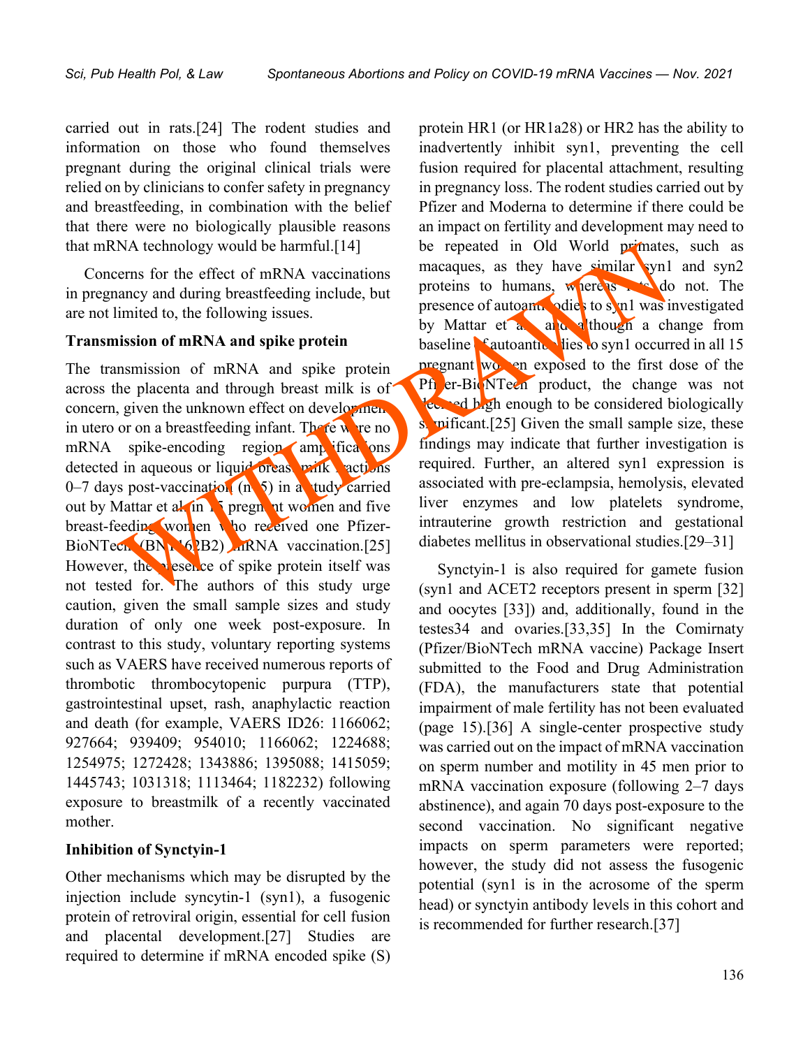carried out in rats.[24] The rodent studies and information on those who found themselves pregnant during the original clinical trials were relied on by clinicians to confer safety in pregnancy and breastfeeding, in combination with the belief that there were no biologically plausible reasons that mRNA technology would be harmful.[14]

Concerns for the effect of mRNA vaccinations in pregnancy and during breastfeeding include, but are not limited to, the following issues.

### Transmission of mRNA and spike protein

The transmission of mRNA and spike protein across the placenta and through breast milk is of concern, given the unknown effect on development in utero or on a breastfeeding infant. There were no mRNA spike-encoding region amplifications detected in aqueous or liquid breast milk fractions 0–7 days post-vaccination (n=5) in a study carried out by Mattar et al. in 15 pregnant women and five breast-feeding women who received one Pfizer-BioNTech (BNT162B2) mRNA vaccination.[25] However, the presence of spike protein itself was not tested for. The authors of this study urge caution, given the small sample sizes and study duration of only one week post-exposure. In contrast to this study, voluntary reporting systems such as VAERS have received numerous reports of thrombotic thrombocytopenic purpura (TTP), gastrointestinal upset, rash, anaphylactic reaction and death (for example, VAERS ID26: 1166062; 927664; 939409; 954010; 1166062; 1224688; 1254975; 1272428; 1343886; 1395088; 1415059; 1445743; 1031318; 1113464; 1182232) following exposure to breastmilk of a recently vaccinated mother.

### Inhibition of Synctyin-1

Other mechanisms which may be disrupted by the injection include syncytin-1 (syn1), a fusogenic protein of retroviral origin, essential for cell fusion and placental development.[27] Studies are required to determine if mRNA encoded spike (S) protein HR1 (or HR1a28) or HR2 has the ability to inadvertently inhibit syn1, preventing the cell fusion required for placental attachment, resulting in pregnancy loss. The rodent studies carried out by Pfizer and Moderna to determine if there could be an impact on fertility and development may need to be repeated in Old World primates, such as macaques, as they have similar syn1 and syn2 proteins to humans, whereas rats do not. The presence of autoantibodies to syn1 was investigated by Mattar et al. and although a change from baseline of autoantibodies to syn1 occurred in all 15 pregnant women exposed to the first dose of the Pfizer-BioNTech product, the change was not deemed high enough to be considered biologically significant.[25] Given the small sample size, these findings may indicate that further investigation is required. Further, an altered syn1 expression is associated with pre-eclampsia, hemolysis, elevated liver enzymes and low platelets syndrome, intrauterine growth restriction and gestational diabetes mellitus in observational studies.[29–31]

Synctyin-1 is also required for gamete fusion (syn1 and ACET2 receptors present in sperm [32] and oocytes [33]) and, additionally, found in the testes34 and ovaries.[33,35] In the Comirnaty (Pfizer/BioNTech mRNA vaccine) Package Insert submitted to the Food and Drug Administration (FDA), the manufacturers state that potential impairment of male fertility has not been evaluated (page 15).[36] A single-center prospective study was carried out on the impact of mRNA vaccination on sperm number and motility in 45 men prior to mRNA vaccination exposure (following 2–7 days abstinence), and again 70 days post-exposure to the second vaccination. No significant negative impacts on sperm parameters were reported; however, the study did not assess the fusogenic potential (syn1 is in the acrosome of the sperm head) or synctyin antibody levels in this cohort and is recommended for further research.[37]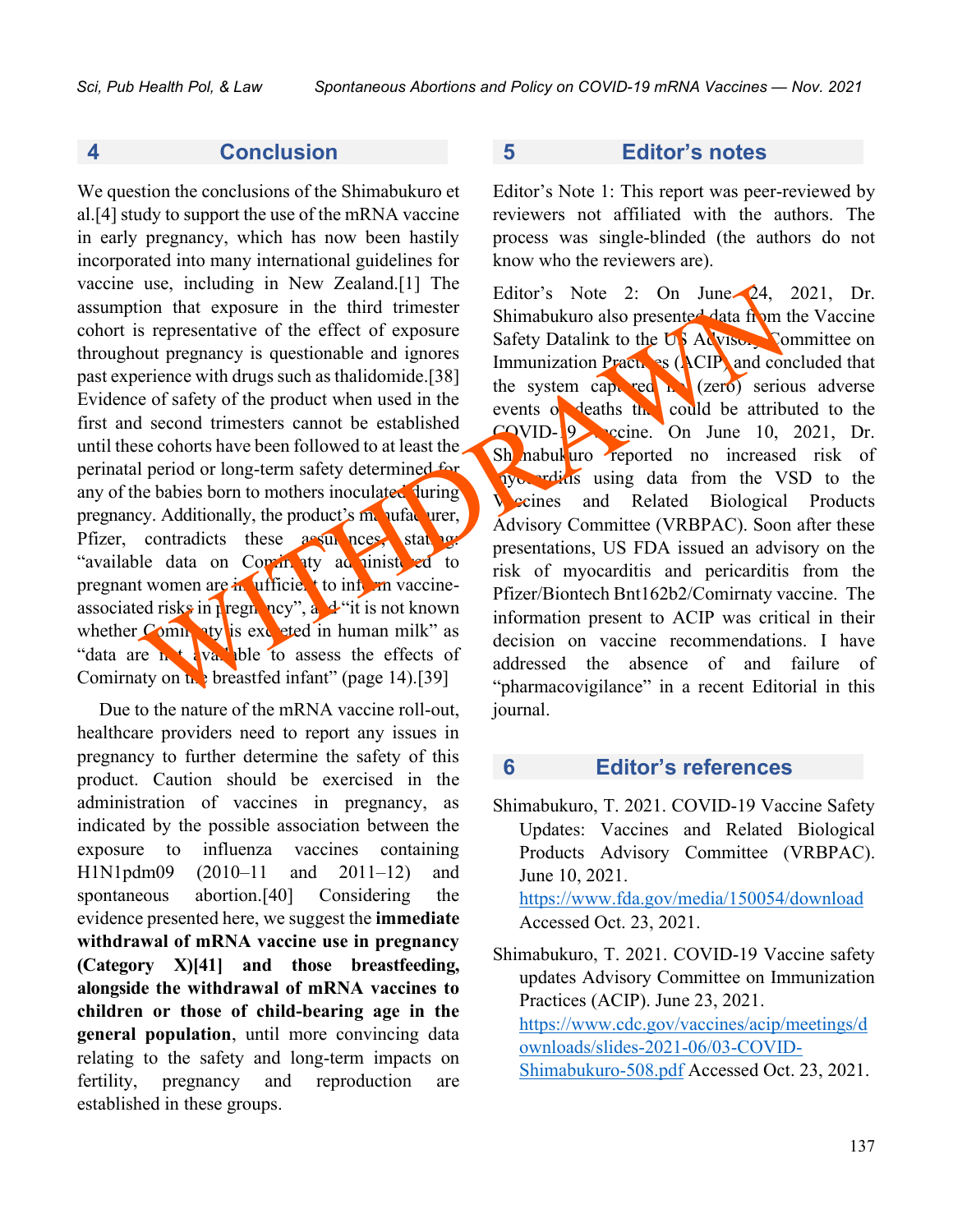## 4 Conclusion

We question the conclusions of the Shimabukuro et al.[4] study to support the use of the mRNA vaccine in early pregnancy, which has now been hastily incorporated into many international guidelines for vaccine use, including in New Zealand.[1] The assumption that exposure in the third trimester cohort is representative of the effect of exposure throughout pregnancy is questionable and ignores past experience with drugs such as thalidomide.[38] Evidence of safety of the product when used in the first and second trimesters cannot be established until these cohorts have been followed to at least the perinatal period or long-term safety determined for any of the babies born to mothers inoculated during pregnancy. Additionally, the product's manufacturer, Pfizer, contradicts these assurances, stating: "available data on Comirnaty administered to pregnant women are insufficient to inform vaccine-associated risks in pregnancy", and "it is not known whether Comirnaty is excreted in human milk" as "data are not available to assess the effects of Comirnaty on the breastfed infant" (page 14).[39]

Due to the nature of the mRNA vaccine roll-out, healthcare providers need to report any issues in pregnancy to further determine the safety of this product. Caution should be exercised in the administration of vaccines in pregnancy, as indicated by the possible association between the exposure to influenza vaccines containing H1N1pdm09 (2010–11 and 2011–12) and spontaneous abortion.[40] Considering the evidence presented here, we suggest the **immediate withdrawal of mRNA vaccine use in pregnancy (Category X)[41] and those breastfeeding, alongside the withdrawal of mRNA vaccines to children or those of child-bearing age in the general population**, until more convincing data relating to the safety and long-term impacts on fertility, pregnancy and reproduction are established in these groups.

## 5 Editor's notes

Editor's Note 1: This report was peer-reviewed by reviewers not affiliated with the authors. The process was single-blinded (the authors do not know who the reviewers are).

Editor's Note 2: On June 24, 2021, Dr. Shimabukuro also presented data from the Vaccine Safety Datalink to the US Advisory Committee on Immunization Practices (ACIP) and concluded that the system captured no (zero) serious adverse events or deaths that could be attributed to the COVID-19 vaccine. On June 10, 2021, Dr. Shimabukuro reported no increased risk of myocarditis using data from the VSD to the Vaccines and Related Biological Products Advisory Committee (VRBPAC). Soon after these presentations, US FDA issued an advisory on the risk of myocarditis and pericarditis from the Pfizer/Biontech Bnt162b2/Comirnaty vaccine. The information present to ACIP was critical in their decision on vaccine recommendations. I have addressed the absence of and failure of "pharmacovigilance" in a recent Editorial in this journal.

## 6 Editor's references

Shimabukuro, T. 2021. COVID-19 Vaccine Safety Updates: Vaccines and Related Biological Products Advisory Committee (VRBPAC). June 10, 2021. https://www.fda.gov/media/150054/download Accessed Oct. 23, 2021.

Shimabukuro, T. 2021. COVID-19 Vaccine safety updates Advisory Committee on Immunization Practices (ACIP). June 23, 2021. https://www.cdc.gov/vaccines/acip/meetings/downloads/slides-2021-06/03-COVID-Shimabukuro-508.pdf Accessed Oct. 23, 2021.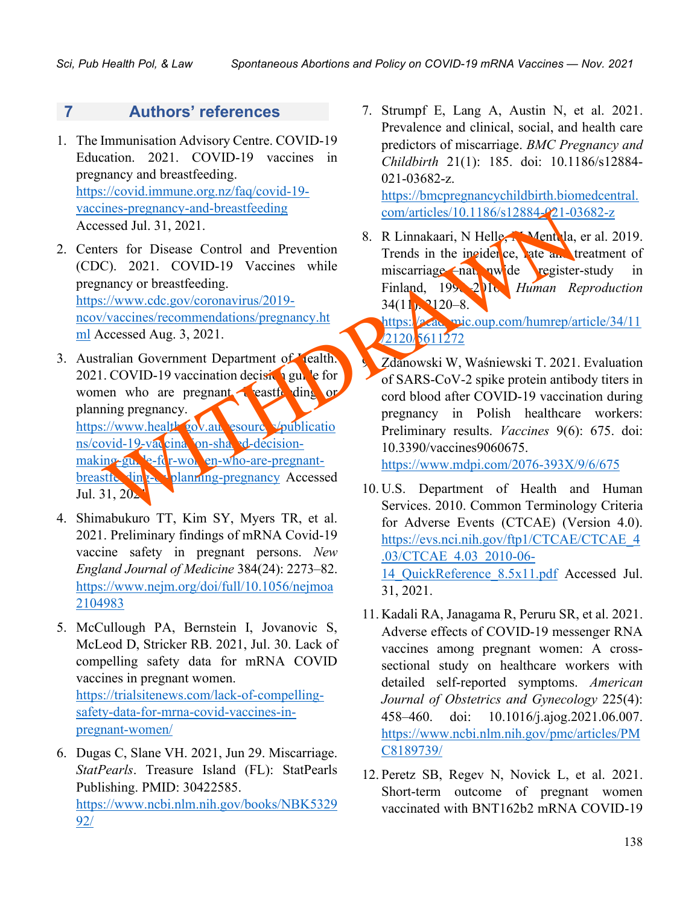## 7 Authors' references

1. The Immunisation Advisory Centre. COVID-19 Education. 2021. COVID-19 vaccines in pregnancy and breastfeeding. https://covid.immune.org.nz/faq/covid-19-vaccines-pregnancy-and-breastfeeding Accessed Jul. 31, 2021.

2. Centers for Disease Control and Prevention (CDC). 2021. COVID-19 Vaccines while pregnancy or breastfeeding. https://www.cdc.gov/coronavirus/2019-ncov/vaccines/recommendations/pregnancy.html Accessed Aug. 3, 2021.

3. Australian Government Department of Health. 2021. COVID-19 vaccination decision guide for women who are pregnant, breastfeeding or planning pregnancy. https://www.health.gov.au/resources/publications/covid-19-vaccination-shared-decision-making-guide-for-women-who-are-pregnant-breastfeeding-or-planning-pregnancy Accessed Jul. 31, 2021.

4. Shimabukuro TT, Kim SY, Myers TR, et al. 2021. Preliminary findings of mRNA Covid-19 vaccine safety in pregnant persons. *New England Journal of Medicine* 384(24): 2273–82. https://www.nejm.org/doi/full/10.1056/nejmoa2104983

5. McCullough PA, Bernstein I, Jovanovic S, McLeod D, Stricker RB. 2021, Jul. 30. Lack of compelling safety data for mRNA COVID vaccines in pregnant women. https://trialsitenews.com/lack-of-compelling-safety-data-for-mrna-covid-vaccines-in-pregnant-women/

6. Dugas C, Slane VH. 2021, Jun 29. Miscarriage. *StatPearls*. Treasure Island (FL): StatPearls Publishing. PMID: 30422585. https://www.ncbi.nlm.nih.gov/books/NBK532992/

7. Strumpf E, Lang A, Austin N, et al. 2021. Prevalence and clinical, social, and health care predictors of miscarriage. *BMC Pregnancy and Childbirth* 21(1): 185. doi: 10.1186/s12884-021-03682-z. https://bmcpregnancychildbirth.biomedcentral.com/articles/10.1186/s12884-021-03682-z

8. R Linnakaari, N Helle, M Mentula, er al. 2019. Trends in the incidence, rate and treatment of miscarriage—nationwide register-study in Finland, 1998–2016. *Human Reproduction* 34(11): 2120–8. https://academic.oup.com/humrep/article/34/11/2120/5611272

9. Zdanowski W, Waśniewski T. 2021. Evaluation of SARS-CoV-2 spike protein antibody titers in cord blood after COVID-19 vaccination during pregnancy in Polish healthcare workers: Preliminary results. *Vaccines* 9(6): 675. doi: 10.3390/vaccines9060675. https://www.mdpi.com/2076-393X/9/6/675

10. U.S. Department of Health and Human Services. 2010. Common Terminology Criteria for Adverse Events (CTCAE) (Version 4.0). https://evs.nci.nih.gov/ftp1/CTCAE/CTCAE_4.03/CTCAE_4.03_2010-06-14_QuickReference_8.5x11.pdf Accessed Jul. 31, 2021.

11. Kadali RA, Janagama R, Peruru SR, et al. 2021. Adverse effects of COVID-19 messenger RNA vaccines among pregnant women: A cross-sectional study on healthcare workers with detailed self-reported symptoms. *American Journal of Obstetrics and Gynecology* 225(4): 458–460. doi: 10.1016/j.ajog.2021.06.007. https://www.ncbi.nlm.nih.gov/pmc/articles/PMC8189739/

12. Peretz SB, Regev N, Novick L, et al. 2021. Short-term outcome of pregnant women vaccinated with BNT162b2 mRNA COVID-19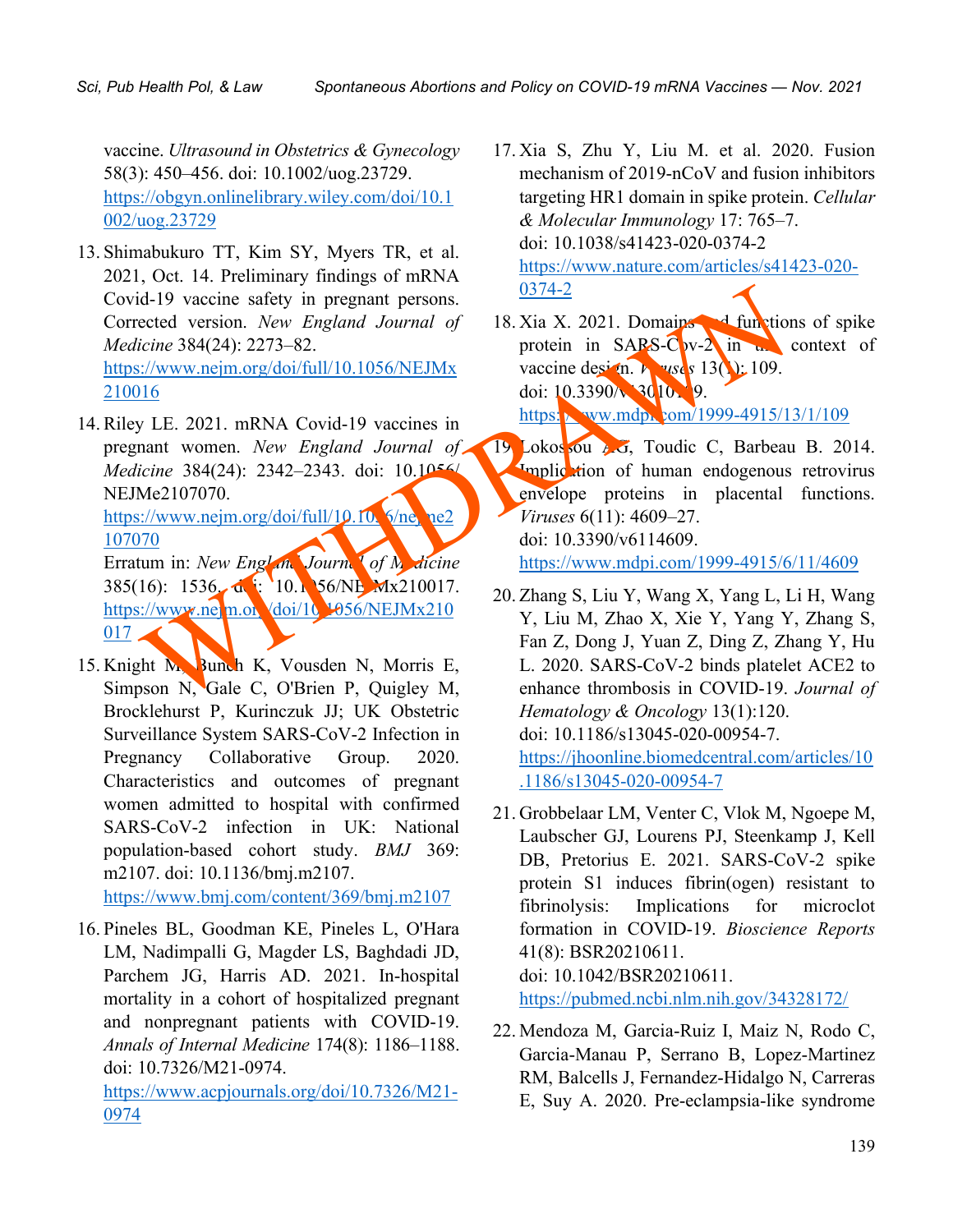vaccine. *Ultrasound in Obstetrics & Gynecology* 58(3): 450–456. doi: 10.1002/uog.23729. https://obgyn.onlinelibrary.wiley.com/doi/10.1002/uog.23729

13. Shimabukuro TT, Kim SY, Myers TR, et al. 2021, Oct. 14. Preliminary findings of mRNA Covid-19 vaccine safety in pregnant persons. Corrected version. *New England Journal of Medicine* 384(24): 2273–82. https://www.nejm.org/doi/full/10.1056/NEJMx210016

14. Riley LE. 2021. mRNA Covid-19 vaccines in pregnant women. *New England Journal of Medicine* 384(24): 2342–2343. doi: 10.1056/NEJMe2107070. https://www.nejm.org/doi/full/10.1056/nejme2107070
    Erratum in: *New England Journal of Medicine* 385(16): 1536. doi: 10.1056/NEJMx210017. https://www.nejm.org/doi/10.1056/NEJMx210017

15. Knight M, Bunch K, Vousden N, Morris E, Simpson N, Gale C, O'Brien P, Quigley M, Brocklehurst P, Kurinczuk JJ; UK Obstetric Surveillance System SARS-CoV-2 Infection in Pregnancy Collaborative Group. 2020. Characteristics and outcomes of pregnant women admitted to hospital with confirmed SARS-CoV-2 infection in UK: National population-based cohort study. *BMJ* 369: m2107. doi: 10.1136/bmj.m2107. https://www.bmj.com/content/369/bmj.m2107

16. Pineles BL, Goodman KE, Pineles L, O'Hara LM, Nadimpalli G, Magder LS, Baghdadi JD, Parchem JG, Harris AD. 2021. In-hospital mortality in a cohort of hospitalized pregnant and nonpregnant patients with COVID-19. *Annals of Internal Medicine* 174(8): 1186–1188. doi: 10.7326/M21-0974. https://www.acpjournals.org/doi/10.7326/M21-0974

17. Xia S, Zhu Y, Liu M. et al. 2020. Fusion mechanism of 2019-nCoV and fusion inhibitors targeting HR1 domain in spike protein. *Cellular & Molecular Immunology* 17: 765–7. doi: 10.1038/s41423-020-0374-2 https://www.nature.com/articles/s41423-020-0374-2

18. Xia X. 2021. Domains and functions of spike protein in SARS-Cov-2 in the context of vaccine design. *Viruses* 13(1): 109. doi: 10.3390/v13010109. https://www.mdpi.com/1999-4915/13/1/109

19. Lokossou AG, Toudic C, Barbeau B. 2014. Implication of human endogenous retrovirus envelope proteins in placental functions. *Viruses* 6(11): 4609–27. doi: 10.3390/v6114609. https://www.mdpi.com/1999-4915/6/11/4609

20. Zhang S, Liu Y, Wang X, Yang L, Li H, Wang Y, Liu M, Zhao X, Xie Y, Yang Y, Zhang S, Fan Z, Dong J, Yuan Z, Ding Z, Zhang Y, Hu L. 2020. SARS-CoV-2 binds platelet ACE2 to enhance thrombosis in COVID-19. *Journal of Hematology & Oncology* 13(1):120. doi: 10.1186/s13045-020-00954-7. https://jhoonline.biomedcentral.com/articles/10.1186/s13045-020-00954-7

21. Grobbelaar LM, Venter C, Vlok M, Ngoepe M, Laubscher GJ, Lourens PJ, Steenkamp J, Kell DB, Pretorius E. 2021. SARS-CoV-2 spike protein S1 induces fibrin(ogen) resistant to fibrinolysis: Implications for microclot formation in COVID-19. *Bioscience Reports* 41(8): BSR20210611. doi: 10.1042/BSR20210611. https://pubmed.ncbi.nlm.nih.gov/34328172/

22. Mendoza M, Garcia-Ruiz I, Maiz N, Rodo C, Garcia-Manau P, Serrano B, Lopez-Martinez RM, Balcells J, Fernandez-Hidalgo N, Carreras E, Suy A. 2020. Pre-eclampsia-like syndrome

WITHDRAWN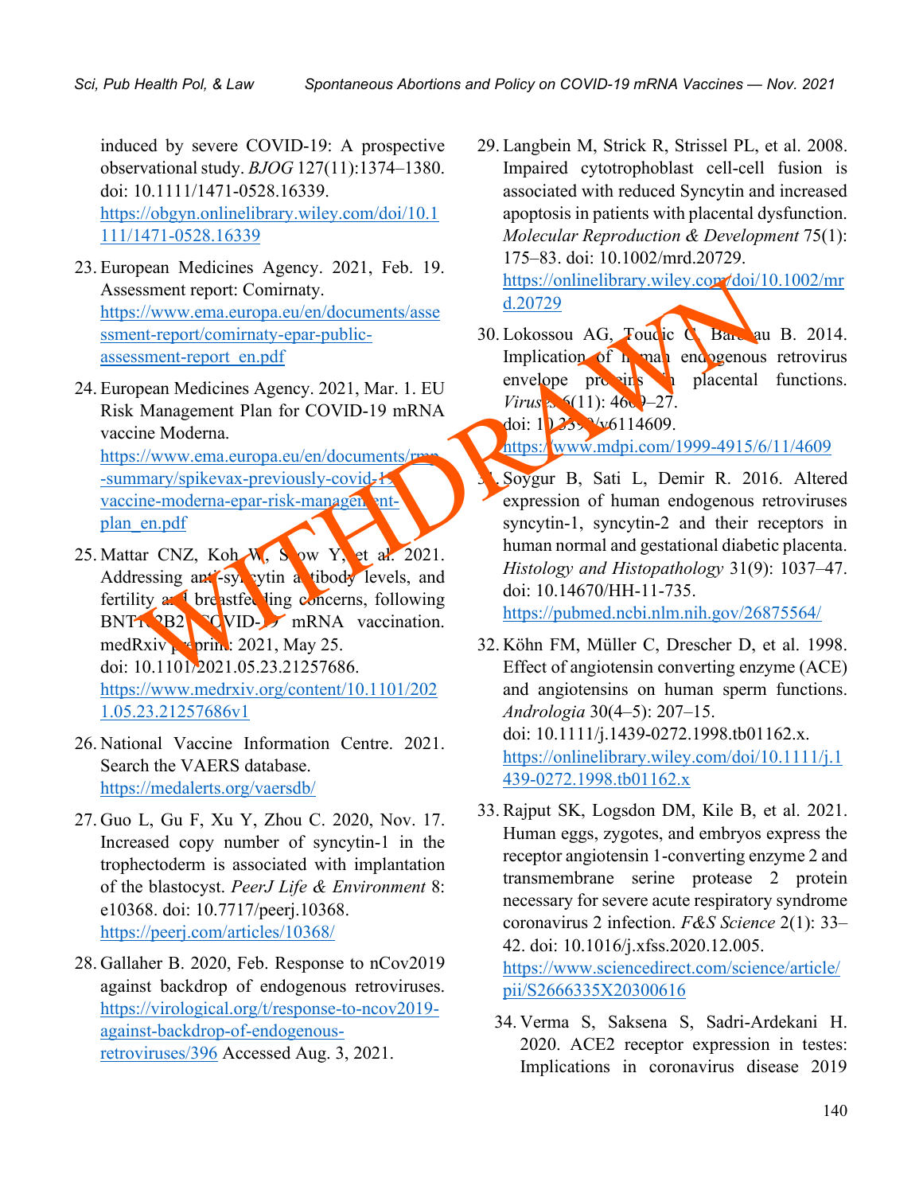induced by severe COVID-19: A prospective observational study. *BJOG* 127(11):1374–1380. doi: 10.1111/1471-0528.16339. https://obgyn.onlinelibrary.wiley.com/doi/10.1111/1471-0528.16339

23. European Medicines Agency. 2021, Feb. 19. Assessment report: Comirnaty. https://www.ema.europa.eu/en/documents/assessment-report/comirnaty-epar-public-assessment-report_en.pdf

24. European Medicines Agency. 2021, Mar. 1. EU Risk Management Plan for COVID-19 mRNA vaccine Moderna. https://www.ema.europa.eu/en/documents/rmp-summary/spikevax-previously-covid-19-vaccine-moderna-epar-risk-management-plan_en.pdf

25. Mattar CNZ, Koh W, Seow Y, et al. 2021. Addressing anti-syncytin antibody levels, and fertility and breastfeeding concerns, following BNT162B2 COVID-19 mRNA vaccination. medRxiv preprint: 2021, May 25. doi: 10.1101/2021.05.23.21257686. https://www.medrxiv.org/content/10.1101/2021.05.23.21257686v1

26. National Vaccine Information Centre. 2021. Search the VAERS database. https://medalerts.org/vaersdb/

27. Guo L, Gu F, Xu Y, Zhou C. 2020, Nov. 17. Increased copy number of syncytin-1 in the trophectoderm is associated with implantation of the blastocyst. *PeerJ Life & Environment* 8: e10368. doi: 10.7717/peerj.10368. https://peerj.com/articles/10368/

28. Gallaher B. 2020, Feb. Response to nCov2019 against backdrop of endogenous retroviruses. https://virological.org/t/response-to-ncov2019-against-backdrop-of-endogenous-retroviruses/396 Accessed Aug. 3, 2021.

29. Langbein M, Strick R, Strissel PL, et al. 2008. Impaired cytotrophoblast cell-cell fusion is associated with reduced Syncytin and increased apoptosis in patients with placental dysfunction. *Molecular Reproduction & Development* 75(1): 175–83. doi: 10.1002/mrd.20729. https://onlinelibrary.wiley.com/doi/10.1002/mrd.20729

30. Lokossou AG, Toudic C, Barbeau B. 2014. Implication of human endogenous retrovirus envelope proteins in placental functions. *Viruses* 6(11): 4609–27. doi: 10.3390/v6114609. https://www.mdpi.com/1999-4915/6/11/4609

31. Soygur B, Sati L, Demir R. 2016. Altered expression of human endogenous retroviruses syncytin-1, syncytin-2 and their receptors in human normal and gestational diabetic placenta. *Histology and Histopathology* 31(9): 1037–47. doi: 10.14670/HH-11-735. https://pubmed.ncbi.nlm.nih.gov/26875564/

32. Köhn FM, Müller C, Drescher D, et al. 1998. Effect of angiotensin converting enzyme (ACE) and angiotensins on human sperm functions. *Andrologia* 30(4–5): 207–15. doi: 10.1111/j.1439-0272.1998.tb01162.x. https://onlinelibrary.wiley.com/doi/10.1111/j.1439-0272.1998.tb01162.x

33. Rajput SK, Logsdon DM, Kile B, et al. 2021. Human eggs, zygotes, and embryos express the receptor angiotensin 1-converting enzyme 2 and transmembrane serine protease 2 protein necessary for severe acute respiratory syndrome coronavirus 2 infection. *F&S Science* 2(1): 33–42. doi: 10.1016/j.xfss.2020.12.005. https://www.sciencedirect.com/science/article/pii/S2666335X20300616

34. Verma S, Saksena S, Sadri-Ardekani H. 2020. ACE2 receptor expression in testes: Implications in coronavirus disease 2019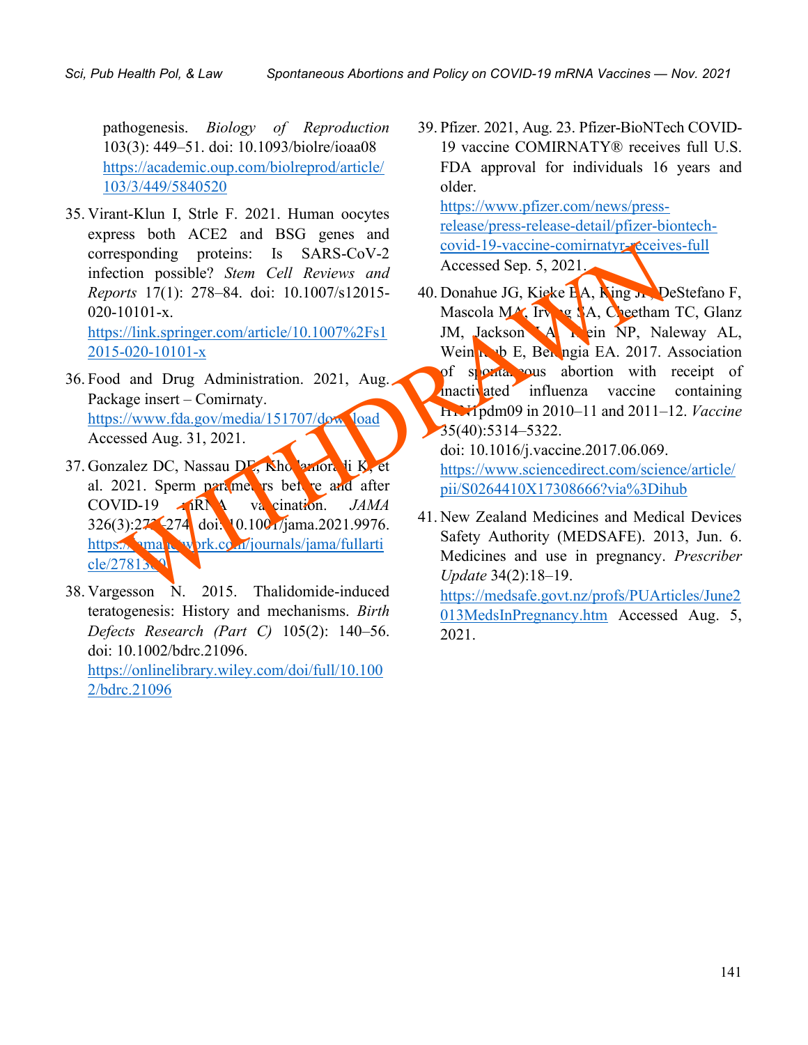pathogenesis. *Biology of Reproduction* 103(3): 449–51. doi: 10.1093/biolre/ioaa08 https://academic.oup.com/biolreprod/article/103/3/449/5840520

35. Virant-Klun I, Strle F. 2021. Human oocytes express both ACE2 and BSG genes and corresponding proteins: Is SARS-CoV-2 infection possible? *Stem Cell Reviews and Reports* 17(1): 278–84. doi: 10.1007/s12015-020-10101-x. https://link.springer.com/article/10.1007%2Fs12015-020-10101-x

36. Food and Drug Administration. 2021, Aug. Package insert – Comirnaty. https://www.fda.gov/media/151707/download Accessed Aug. 31, 2021.

37. Gonzalez DC, Nassau DE, Khodamoradi K, et al. 2021. Sperm parameters before and after COVID-19 mRNA vaccination. *JAMA* 326(3):273–274. doi: 10.1001/jama.2021.9976. https://jamanetwork.com/journals/jama/fullarticle/2781360

38. Vargesson N. 2015. Thalidomide-induced teratogenesis: History and mechanisms. *Birth Defects Research (Part C)* 105(2): 140–56. doi: 10.1002/bdrc.21096. https://onlinelibrary.wiley.com/doi/full/10.1002/bdrc.21096

39. Pfizer. 2021, Aug. 23. Pfizer-BioNTech COVID-19 vaccine COMIRNATY® receives full U.S. FDA approval for individuals 16 years and older. https://www.pfizer.com/news/press-release/press-release-detail/pfizer-biontech-covid-19-vaccine-comirnatyr-receives-full Accessed Sep. 5, 2021.

40. Donahue JG, Kieke BA, King JP, DeStefano F, Mascola MA, Irving SA, Cheetham TC, Glanz JM, Jackson LA, Klein NP, Naleway AL, Weintraub E, Belongia EA. 2017. Association of spontaneous abortion with receipt of inactivated influenza vaccine containing H1N1pdm09 in 2010–11 and 2011–12. *Vaccine* 35(40):5314–5322. doi: 10.1016/j.vaccine.2017.06.069. https://www.sciencedirect.com/science/article/pii/S0264410X17308666?via%3Dihub

41. New Zealand Medicines and Medical Devices Safety Authority (MEDSAFE). 2013, Jun. 6. Medicines and use in pregnancy. *Prescriber Update* 34(2):18–19. https://medsafe.govt.nz/profs/PUArticles/June2013MedsInPregnancy.htm Accessed Aug. 5, 2021.

WITHDRAWN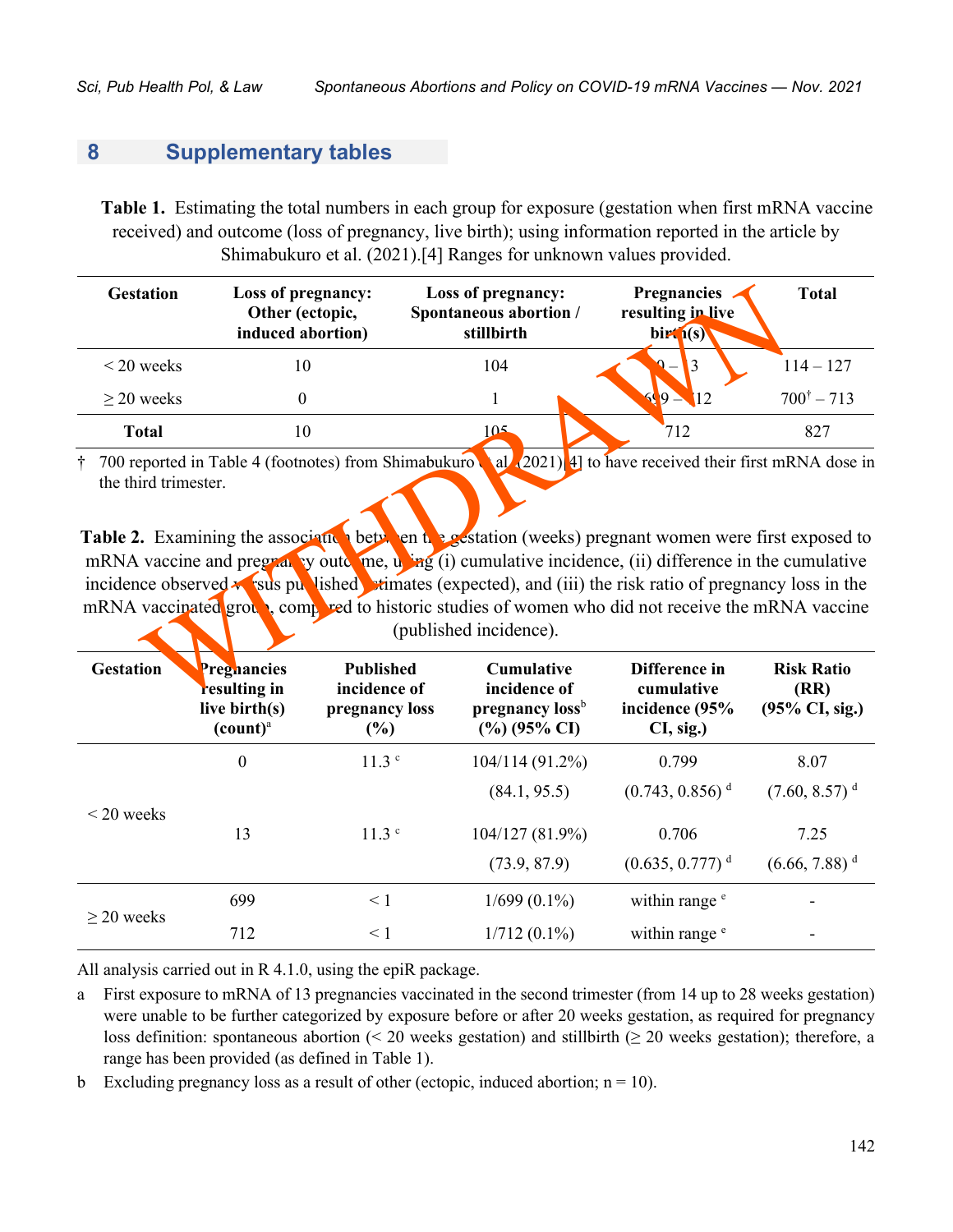## 8 Supplementary tables

**Table 1.** Estimating the total numbers in each group for exposure (gestation when first mRNA vaccine received) and outcome (loss of pregnancy, live birth); using information reported in the article by Shimabukuro et al. (2021).[4] Ranges for unknown values provided.

| Gestation | Loss of pregnancy: Other (ectopic, induced abortion) | Loss of pregnancy: Spontaneous abortion / stillbirth | Pregnancies resulting in live birth(s) | Total |
|---|---|---|---|---|
| < 20 weeks | 10 | 104 | 0 – 13 | 114 – 127 |
| ≥ 20 weeks | 0 | 1 | 699 – 712 | 700[†] – 713 |
| **Total** | 10 | 105 | 712 | 827 |

† 700 reported in Table 4 (footnotes) from Shimabukuro et al. (2021)[4] to have received their first mRNA dose in the third trimester.

**Table 2.** Examining the association between the gestation (weeks) pregnant women were first exposed to mRNA vaccine and pregnancy outcome, using (i) cumulative incidence, (ii) difference in the cumulative incidence observed versus published estimates (expected), and (iii) the risk ratio of pregnancy loss in the mRNA vaccinated group, compared to historic studies of women who did not receive the mRNA vaccine (published incidence).

| Gestation | Pregnancies resulting in live birth(s) (count)[a] | Published incidence of pregnancy loss (%) | Cumulative incidence of pregnancy loss[b] (%) (95% CI) | Difference in cumulative incidence (95% CI, sig.) | Risk Ratio (RR) (95% CI, sig.) |
|---|---|---|---|---|---|
| < 20 weeks | 0 | 11.3 [c] | 104/114 (91.2%) (84.1, 95.5) | 0.799 (0.743, 0.856) [d] | 8.07 (7.60, 8.57) [d] |
| | 13 | 11.3 [c] | 104/127 (81.9%) (73.9, 87.9) | 0.706 (0.635, 0.777) [d] | 7.25 (6.66, 7.88) [d] |
| ≥ 20 weeks | 699 | < 1 | 1/699 (0.1%) | within range [e] | - |
| | 712 | < 1 | 1/712 (0.1%) | within range [e] | - |

All analysis carried out in R 4.1.0, using the epiR package.

a First exposure to mRNA of 13 pregnancies vaccinated in the second trimester (from 14 up to 28 weeks gestation) were unable to be further categorized by exposure before or after 20 weeks gestation, as required for pregnancy loss definition: spontaneous abortion (< 20 weeks gestation) and stillbirth (≥ 20 weeks gestation); therefore, a range has been provided (as defined in Table 1).

b Excluding pregnancy loss as a result of other (ectopic, induced abortion; n = 10).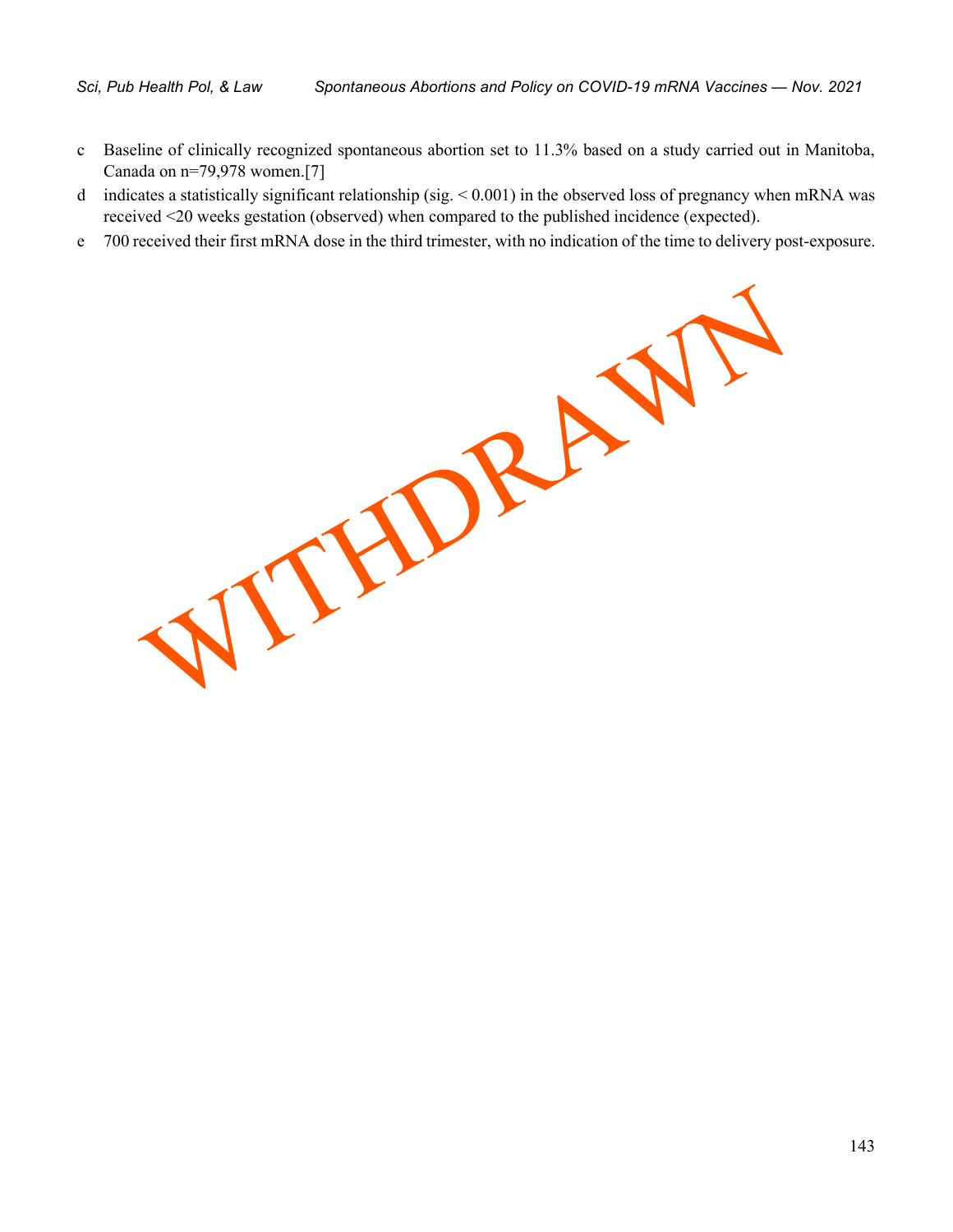- c Baseline of clinically recognized spontaneous abortion set to 11.3% based on a study carried out in Manitoba, Canada on n=79,978 women.[7]
- d indicates a statistically significant relationship (sig. < 0.001) in the observed loss of pregnancy when mRNA was received <20 weeks gestation (observed) when compared to the published incidence (expected).
- e 700 received their first mRNA dose in the third trimester, with no indication of the time to delivery post-exposure.

WITHDRAWN